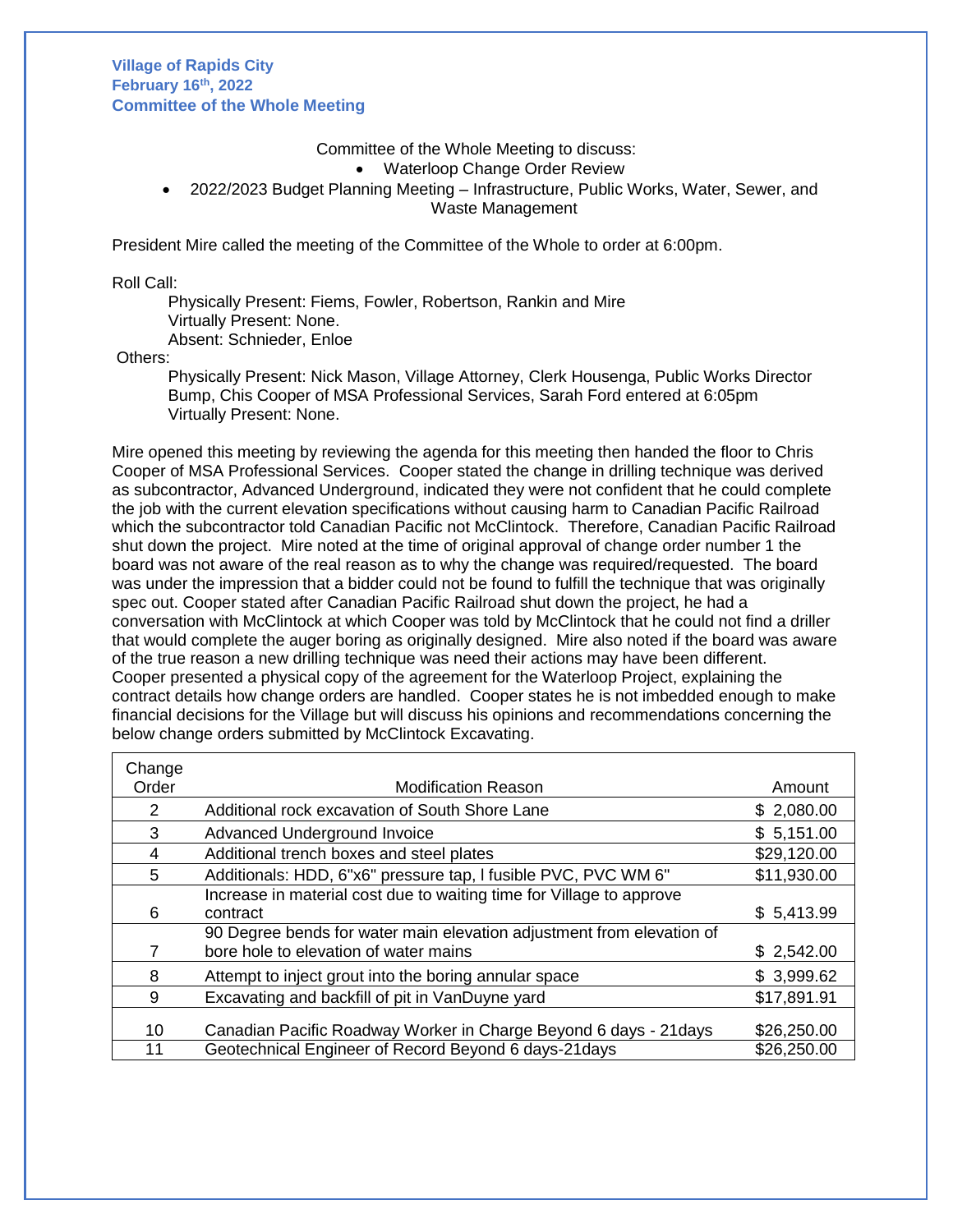**Village of Rapids City**
**February 16th, 2022**
**Committee of the Whole Meeting**

Committee of the Whole Meeting to discuss:

- Waterloop Change Order Review
- 2022/2023 Budget Planning Meeting – Infrastructure, Public Works, Water, Sewer, and Waste Management

President Mire called the meeting of the Committee of the Whole to order at 6:00pm.

Roll Call:

Physically Present: Fiems, Fowler, Robertson, Rankin and Mire
Virtually Present: None.
Absent: Schnieder, Enloe

Others:

Physically Present: Nick Mason, Village Attorney, Clerk Housenga, Public Works Director Bump, Chis Cooper of MSA Professional Services, Sarah Ford entered at 6:05pm
Virtually Present: None.

Mire opened this meeting by reviewing the agenda for this meeting then handed the floor to Chris Cooper of MSA Professional Services. Cooper stated the change in drilling technique was derived as subcontractor, Advanced Underground, indicated they were not confident that he could complete the job with the current elevation specifications without causing harm to Canadian Pacific Railroad which the subcontractor told Canadian Pacific not McClintock. Therefore, Canadian Pacific Railroad shut down the project. Mire noted at the time of original approval of change order number 1 the board was not aware of the real reason as to why the change was required/requested. The board was under the impression that a bidder could not be found to fulfill the technique that was originally spec out. Cooper stated after Canadian Pacific Railroad shut down the project, he had a conversation with McClintock at which Cooper was told by McClintock that he could not find a driller that would complete the auger boring as originally designed. Mire also noted if the board was aware of the true reason a new drilling technique was need their actions may have been different. Cooper presented a physical copy of the agreement for the Waterloop Project, explaining the contract details how change orders are handled. Cooper states he is not imbedded enough to make financial decisions for the Village but will discuss his opinions and recommendations concerning the below change orders submitted by McClintock Excavating.

| Change Order | Modification Reason | Amount |
|---|---|---|
| 2 | Additional rock excavation of South Shore Lane | $ 2,080.00 |
| 3 | Advanced Underground Invoice | $ 5,151.00 |
| 4 | Additional trench boxes and steel plates | $29,120.00 |
| 5 | Additionals: HDD, 6"x6" pressure tap, l fusible PVC, PVC WM 6" | $11,930.00 |
| 6 | Increase in material cost due to waiting time for Village to approve contract | $ 5,413.99 |
| 7 | 90 Degree bends for water main elevation adjustment from elevation of bore hole to elevation of water mains | $ 2,542.00 |
| 8 | Attempt to inject grout into the boring annular space | $ 3,999.62 |
| 9 | Excavating and backfill of pit in VanDuyne yard | $17,891.91 |
| 10 | Canadian Pacific Roadway Worker in Charge Beyond 6 days - 21days | $26,250.00 |
| 11 | Geotechnical Engineer of Record Beyond 6 days-21days | $26,250.00 |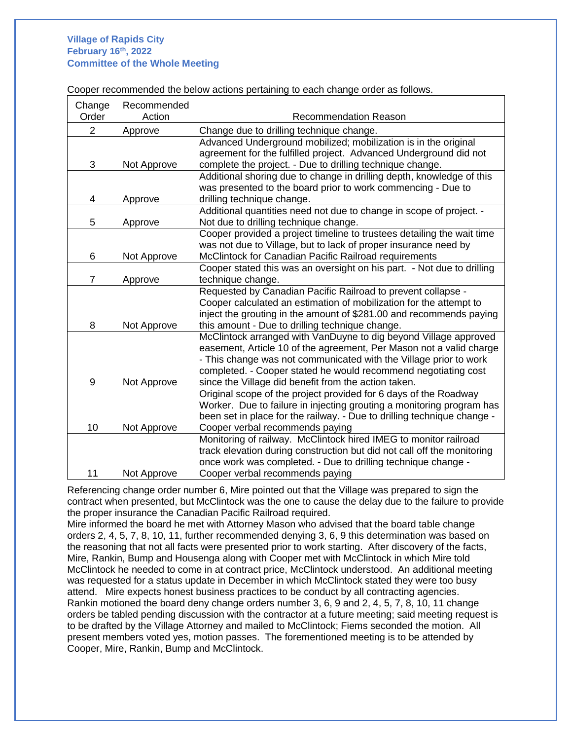Cooper recommended the below actions pertaining to each change order as follows.

| Change Order | Recommended Action | Recommendation Reason |
|---|---|---|
| 2 | Approve | Change due to drilling technique change. |
| 3 | Not Approve | Advanced Underground mobilized; mobilization is in the original agreement for the fulfilled project. Advanced Underground did not complete the project. - Due to drilling technique change. |
| 4 | Approve | Additional shoring due to change in drilling depth, knowledge of this was presented to the board prior to work commencing - Due to drilling technique change. |
| 5 | Approve | Additional quantities need not due to change in scope of project. - Not due to drilling technique change. |
| 6 | Not Approve | Cooper provided a project timeline to trustees detailing the wait time was not due to Village, but to lack of proper insurance need by McClintock for Canadian Pacific Railroad requirements |
| 7 | Approve | Cooper stated this was an oversight on his part. - Not due to drilling technique change. |
| 8 | Not Approve | Requested by Canadian Pacific Railroad to prevent collapse - Cooper calculated an estimation of mobilization for the attempt to inject the grouting in the amount of $281.00 and recommends paying this amount - Due to drilling technique change. |
| 9 | Not Approve | McClintock arranged with VanDuyne to dig beyond Village approved easement, Article 10 of the agreement, Per Mason not a valid charge - This change was not communicated with the Village prior to work completed. - Cooper stated he would recommend negotiating cost since the Village did benefit from the action taken. |
| 10 | Not Approve | Original scope of the project provided for 6 days of the Roadway Worker. Due to failure in injecting grouting a monitoring program has been set in place for the railway. - Due to drilling technique change - Cooper verbal recommends paying |
| 11 | Not Approve | Monitoring of railway. McClintock hired IMEG to monitor railroad track elevation during construction but did not call off the monitoring once work was completed. - Due to drilling technique change - Cooper verbal recommends paying |

Referencing change order number 6, Mire pointed out that the Village was prepared to sign the contract when presented, but McClintock was the one to cause the delay due to the failure to provide the proper insurance the Canadian Pacific Railroad required.

Mire informed the board he met with Attorney Mason who advised that the board table change orders 2, 4, 5, 7, 8, 10, 11, further recommended denying 3, 6, 9 this determination was based on the reasoning that not all facts were presented prior to work starting. After discovery of the facts, Mire, Rankin, Bump and Housenga along with Cooper met with McClintock in which Mire told McClintock he needed to come in at contract price, McClintock understood. An additional meeting was requested for a status update in December in which McClintock stated they were too busy attend. Mire expects honest business practices to be conduct by all contracting agencies.

Rankin motioned the board deny change orders number 3, 6, 9 and 2, 4, 5, 7, 8, 10, 11 change orders be tabled pending discussion with the contractor at a future meeting; said meeting request is to be drafted by the Village Attorney and mailed to McClintock; Fiems seconded the motion. All present members voted yes, motion passes. The forementioned meeting is to be attended by Cooper, Mire, Rankin, Bump and McClintock.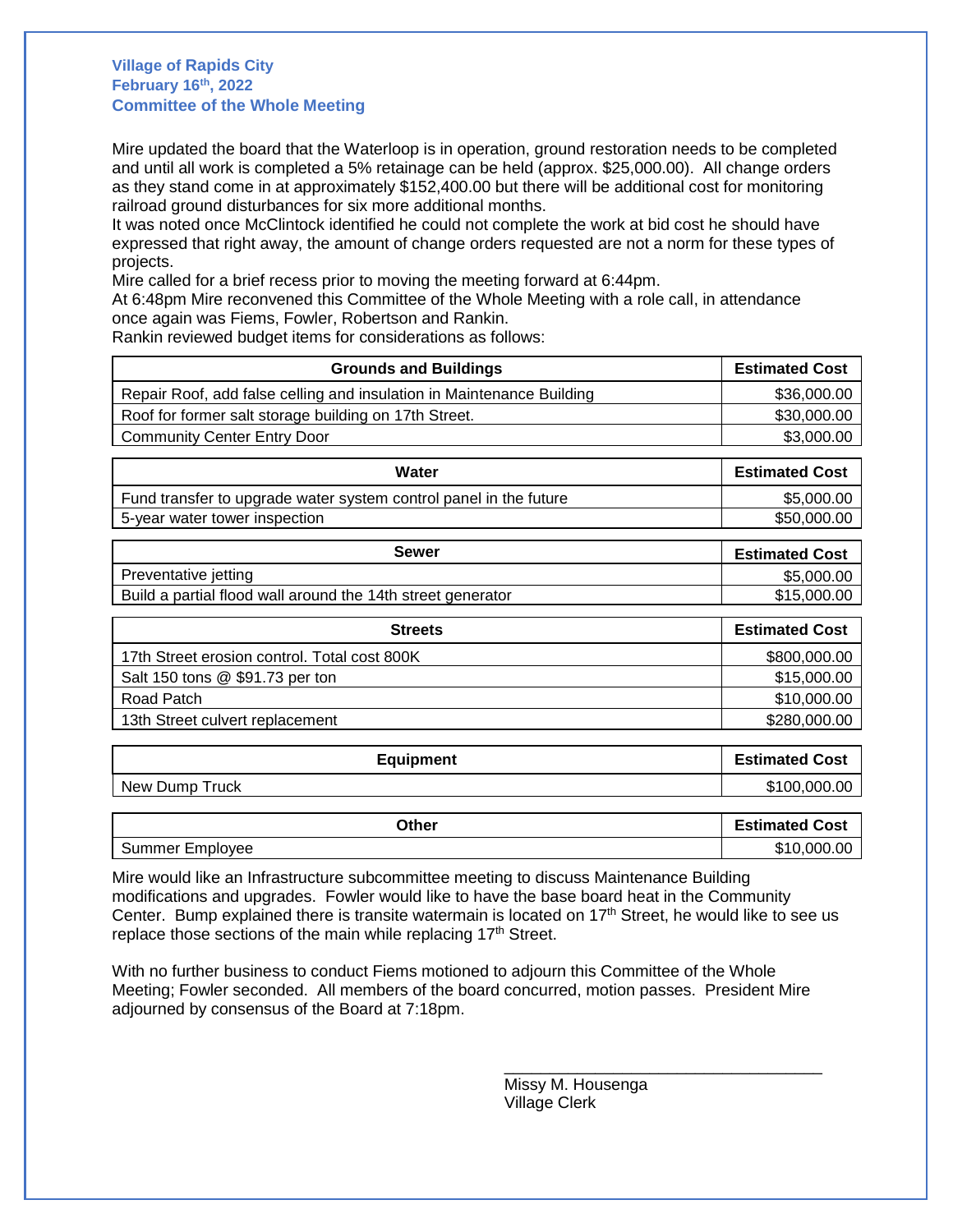**Village of Rapids City**
**February 16th, 2022**
**Committee of the Whole Meeting**

Mire updated the board that the Waterloop is in operation, ground restoration needs to be completed and until all work is completed a 5% retainage can be held (approx. $25,000.00). All change orders as they stand come in at approximately $152,400.00 but there will be additional cost for monitoring railroad ground disturbances for six more additional months.
It was noted once McClintock identified he could not complete the work at bid cost he should have expressed that right away, the amount of change orders requested are not a norm for these types of projects.
Mire called for a brief recess prior to moving the meeting forward at 6:44pm.
At 6:48pm Mire reconvened this Committee of the Whole Meeting with a role call, in attendance once again was Fiems, Fowler, Robertson and Rankin.
Rankin reviewed budget items for considerations as follows:

| Grounds and Buildings | Estimated Cost |
|---|---|
| Repair Roof, add false celling and insulation in Maintenance Building | $36,000.00 |
| Roof for former salt storage building on 17th Street. | $30,000.00 |
| Community Center Entry Door | $3,000.00 |

| Water | Estimated Cost |
|---|---|
| Fund transfer to upgrade water system control panel in the future | $5,000.00 |
| 5-year water tower inspection | $50,000.00 |

| Sewer | Estimated Cost |
|---|---|
| Preventative jetting | $5,000.00 |
| Build a partial flood wall around the 14th street generator | $15,000.00 |

| Streets | Estimated Cost |
|---|---|
| 17th Street erosion control. Total cost 800K | $800,000.00 |
| Salt 150 tons @ $91.73 per ton | $15,000.00 |
| Road Patch | $10,000.00 |
| 13th Street culvert replacement | $280,000.00 |

| Equipment | Estimated Cost |
|---|---|
| New Dump Truck | $100,000.00 |

| Other | Estimated Cost |
|---|---|
| Summer Employee | $10,000.00 |

Mire would like an Infrastructure subcommittee meeting to discuss Maintenance Building modifications and upgrades. Fowler would like to have the base board heat in the Community Center. Bump explained there is transite watermain is located on 17th Street, he would like to see us replace those sections of the main while replacing 17th Street.

With no further business to conduct Fiems motioned to adjourn this Committee of the Whole Meeting; Fowler seconded. All members of the board concurred, motion passes. President Mire adjourned by consensus of the Board at 7:18pm.

___________________________________
Missy M. Housenga
Village Clerk